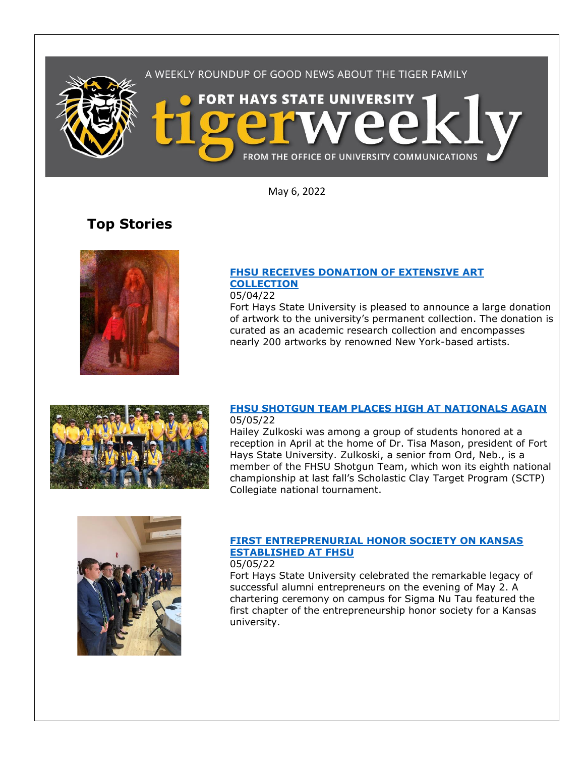A WEEKLY ROUNDUP OF GOOD NEWS ABOUT THE TIGER FAMILY

# FORT HAYS STATE UNIVERSITY tigerweekly

FROM THE OFFICE OF UNIVERSITY COMMUNICATIONS

May 6, 2022

## Top Stories

### [FHSU RECEIVES DONATION OF EXTENSIVE ART COLLECTION]()

05/04/22

Fort Hays State University is pleased to announce a large donation of artwork to the university's permanent collection. The donation is curated as an academic research collection and encompasses nearly 200 artworks by renowned New York-based artists.

### [FHSU SHOTGUN TEAM PLACES HIGH AT NATIONALS AGAIN]()

05/05/22

Hailey Zulkoski was among a group of students honored at a reception in April at the home of Dr. Tisa Mason, president of Fort Hays State University. Zulkoski, a senior from Ord, Neb., is a member of the FHSU Shotgun Team, which won its eighth national championship at last fall's Scholastic Clay Target Program (SCTP) Collegiate national tournament.

### [FIRST ENTREPRENURIAL HONOR SOCIETY ON KANSAS ESTABLISHED AT FHSU]()

05/05/22

Fort Hays State University celebrated the remarkable legacy of successful alumni entrepreneurs on the evening of May 2. A chartering ceremony on campus for Sigma Nu Tau featured the first chapter of the entrepreneurship honor society for a Kansas university.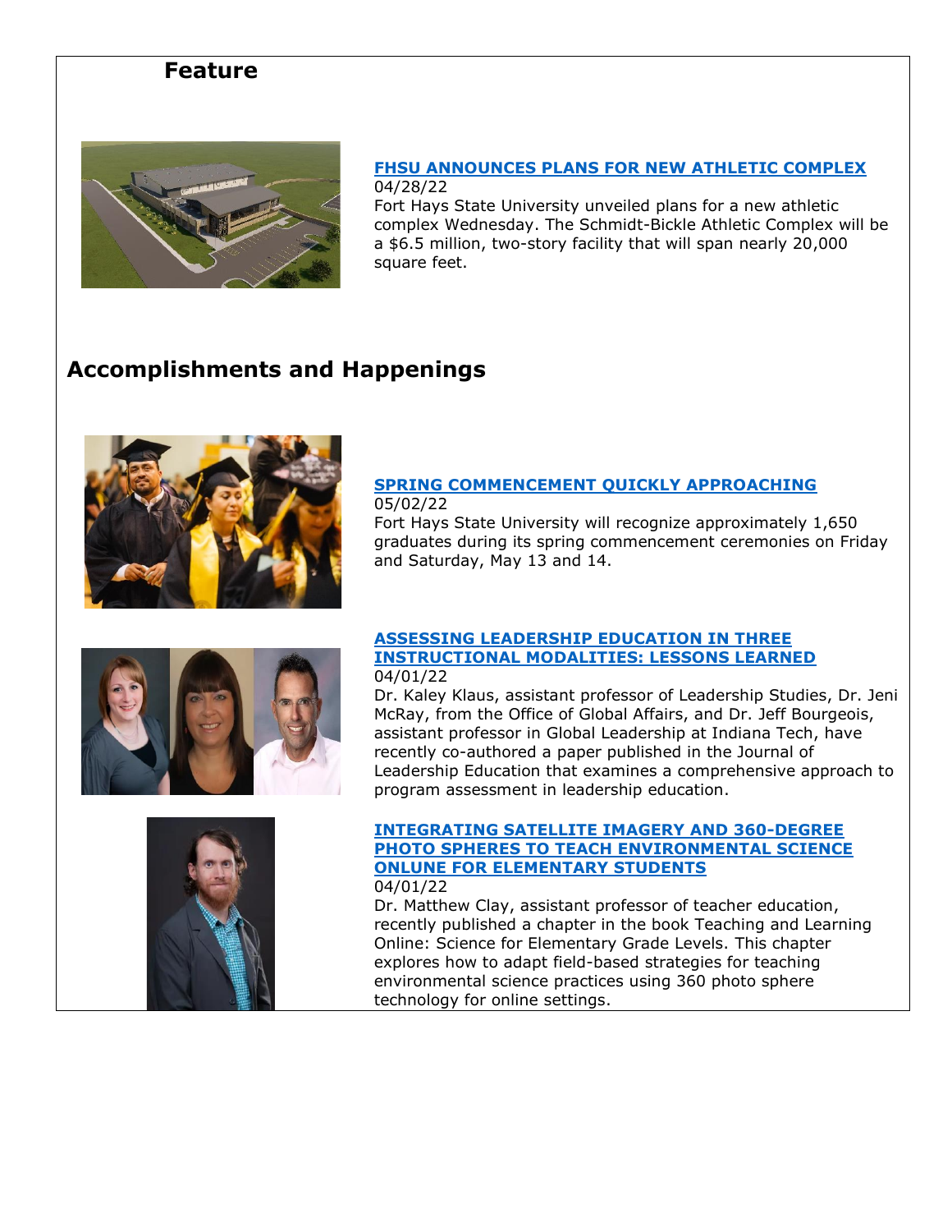## Feature

**[FHSU ANNOUNCES PLANS FOR NEW ATHLETIC COMPLEX]()**
04/28/22
Fort Hays State University unveiled plans for a new athletic complex Wednesday. The Schmidt-Bickle Athletic Complex will be a $6.5 million, two-story facility that will span nearly 20,000 square feet.

## Accomplishments and Happenings

**[SPRING COMMENCEMENT QUICKLY APPROACHING]()**
05/02/22
Fort Hays State University will recognize approximately 1,650 graduates during its spring commencement ceremonies on Friday and Saturday, May 13 and 14.

**[ASSESSING LEADERSHIP EDUCATION IN THREE INSTRUCTIONAL MODALITIES: LESSONS LEARNED]()**
04/01/22
Dr. Kaley Klaus, assistant professor of Leadership Studies, Dr. Jeni McRay, from the Office of Global Affairs, and Dr. Jeff Bourgeois, assistant professor in Global Leadership at Indiana Tech, have recently co-authored a paper published in the Journal of Leadership Education that examines a comprehensive approach to program assessment in leadership education.

**[INTEGRATING SATELLITE IMAGERY AND 360-DEGREE PHOTO SPHERES TO TEACH ENVIRONMENTAL SCIENCE ONLUNE FOR ELEMENTARY STUDENTS]()**
04/01/22
Dr. Matthew Clay, assistant professor of teacher education, recently published a chapter in the book Teaching and Learning Online: Science for Elementary Grade Levels. This chapter explores how to adapt field-based strategies for teaching environmental science practices using 360 photo sphere technology for online settings.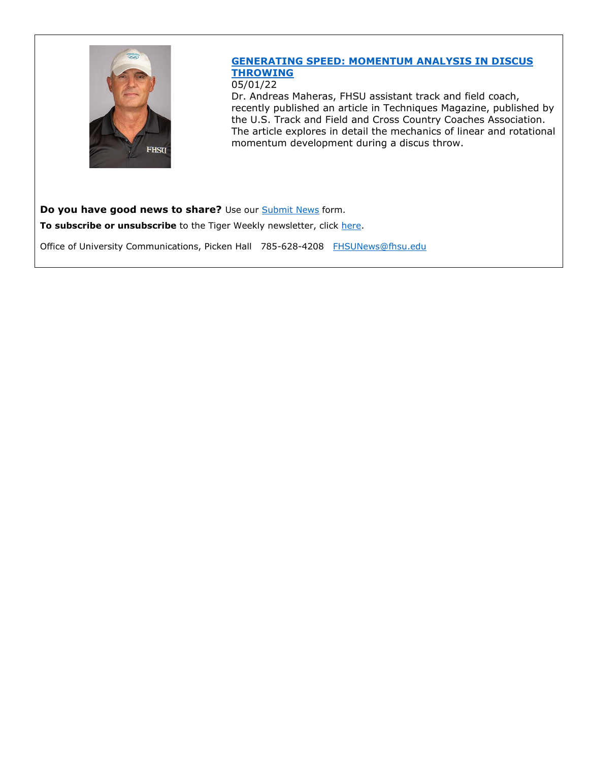## [GENERATING SPEED: MOMENTUM ANALYSIS IN DISCUS THROWING]

05/01/22

Dr. Andreas Maheras, FHSU assistant track and field coach, recently published an article in Techniques Magazine, published by the U.S. Track and Field and Cross Country Coaches Association. The article explores in detail the mechanics of linear and rotational momentum development during a discus throw.

**Do you have good news to share?** Use our Submit News form.

**To subscribe or unsubscribe** to the Tiger Weekly newsletter, click here.

Office of University Communications, Picken Hall 785-628-4208 FHSUNews@fhsu.edu